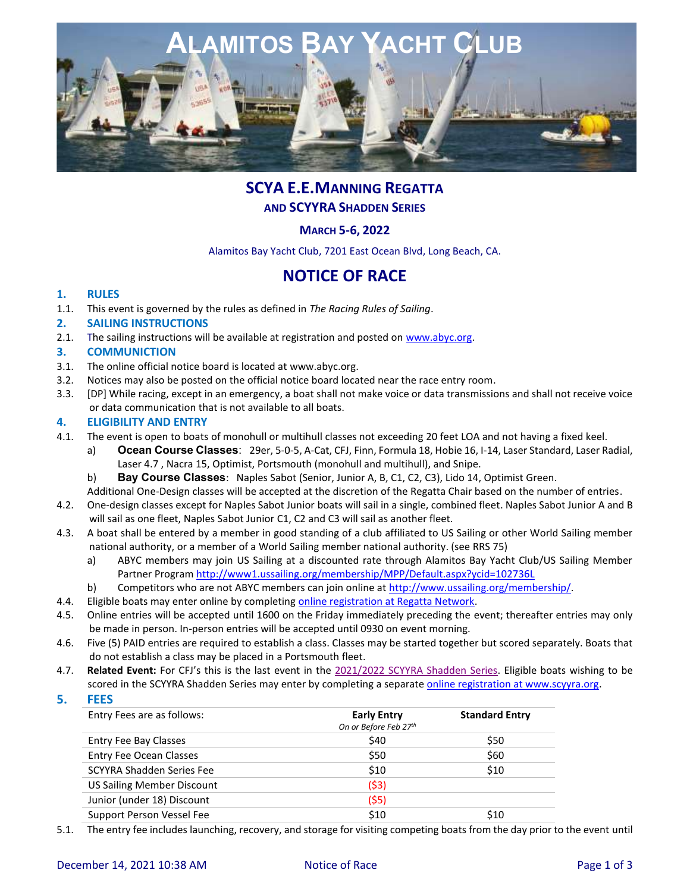# ALAMITOS BAY YACHT CLUB

## SCYA E.E.MANNING REGATTA
### AND SCYYRA SHADDEN SERIES

**MARCH 5-6, 2022**

Alamitos Bay Yacht Club, 7201 East Ocean Blvd, Long Beach, CA.

## NOTICE OF RACE

### 1. RULES

1.1. This event is governed by the rules as defined in *The Racing Rules of Sailing*.

### 2. SAILING INSTRUCTIONS

2.1. The sailing instructions will be available at registration and posted on www.abyc.org.

### 3. COMMUNICTION

3.1. The online official notice board is located at www.abyc.org.

3.2. Notices may also be posted on the official notice board located near the race entry room.

3.3. [DP] While racing, except in an emergency, a boat shall not make voice or data transmissions and shall not receive voice or data communication that is not available to all boats.

### 4. ELIGIBILITY AND ENTRY

4.1. The event is open to boats of monohull or multihull classes not exceeding 20 feet LOA and not having a fixed keel.

a) **Ocean Course Classes**: 29er, 5-0-5, A-Cat, CFJ, Finn, Formula 18, Hobie 16, I-14, Laser Standard, Laser Radial, Laser 4.7 , Nacra 15, Optimist, Portsmouth (monohull and multihull), and Snipe.

b) **Bay Course Classes**: Naples Sabot (Senior, Junior A, B, C1, C2, C3), Lido 14, Optimist Green.

Additional One-Design classes will be accepted at the discretion of the Regatta Chair based on the number of entries.

4.2. One-design classes except for Naples Sabot Junior boats will sail in a single, combined fleet. Naples Sabot Junior A and B will sail as one fleet, Naples Sabot Junior C1, C2 and C3 will sail as another fleet.

4.3. A boat shall be entered by a member in good standing of a club affiliated to US Sailing or other World Sailing member national authority, or a member of a World Sailing member national authority. (see RRS 75)

a) ABYC members may join US Sailing at a discounted rate through Alamitos Bay Yacht Club/US Sailing Member Partner Program http://www1.ussailing.org/membership/MPP/Default.aspx?ycid=102736L

b) Competitors who are not ABYC members can join online at http://www.ussailing.org/membership/.

4.4. Eligible boats may enter online by completing online registration at Regatta Network.

4.5. Online entries will be accepted until 1600 on the Friday immediately preceding the event; thereafter entries may only be made in person. In-person entries will be accepted until 0930 on event morning.

4.6. Five (5) PAID entries are required to establish a class. Classes may be started together but scored separately. Boats that do not establish a class may be placed in a Portsmouth fleet.

4.7. **Related Event:** For CFJ's this is the last event in the 2021/2022 SCYYRA Shadden Series. Eligible boats wishing to be scored in the SCYYRA Shadden Series may enter by completing a separate online registration at www.scyyra.org.

### 5. FEES

| Entry Fees are as follows: | **Early Entry** *On or Before Feb 27th* | **Standard Entry** |
|---|---|---|
| Entry Fee Bay Classes | $40 | $50 |
| Entry Fee Ocean Classes | $50 | $60 |
| SCYYRA Shadden Series Fee | $10 | $10 |
| US Sailing Member Discount | ($3) | |
| Junior (under 18) Discount | ($5) | |
| Support Person Vessel Fee | $10 | $10 |

5.1. The entry fee includes launching, recovery, and storage for visiting competing boats from the day prior to the event until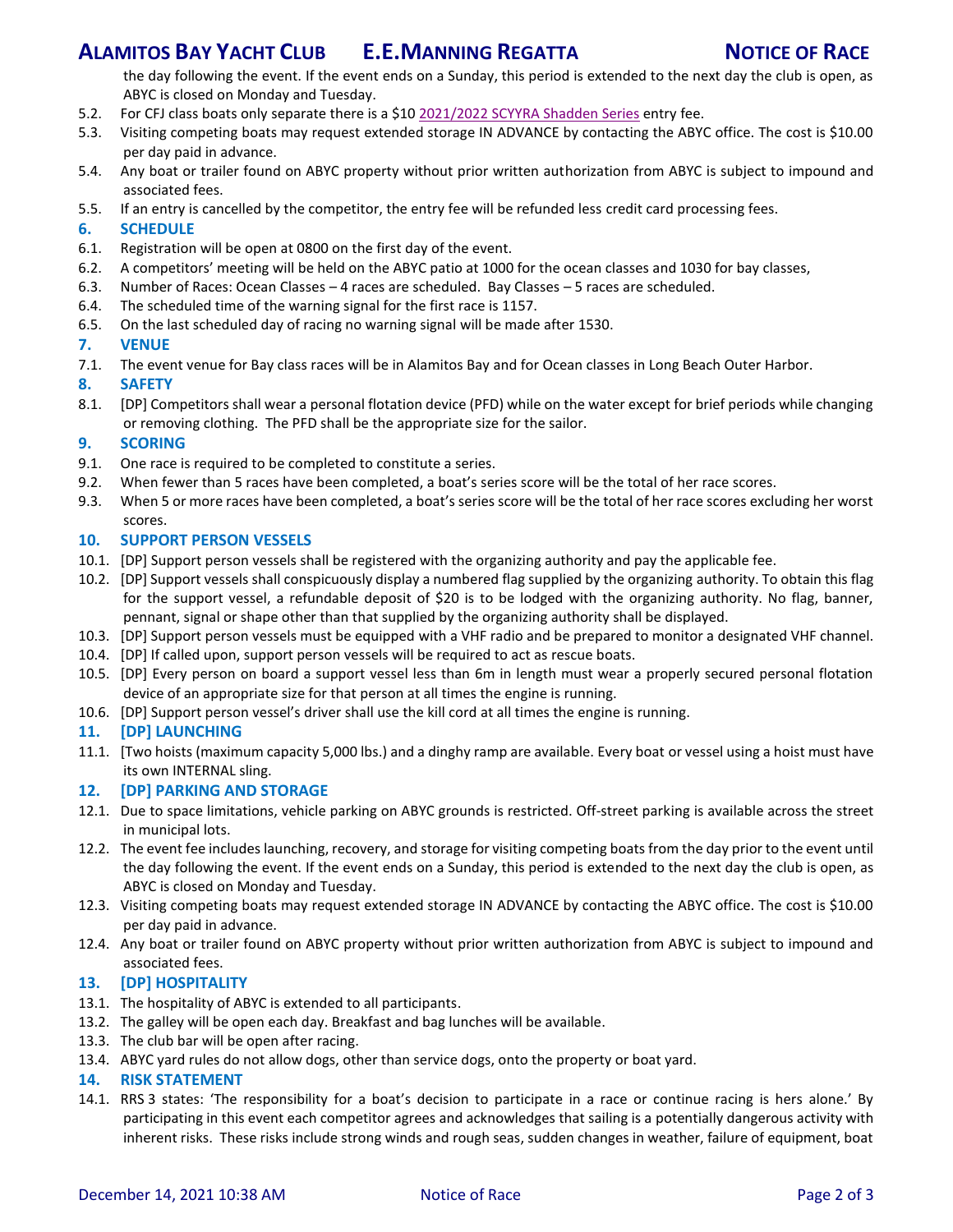the day following the event. If the event ends on a Sunday, this period is extended to the next day the club is open, as ABYC is closed on Monday and Tuesday.

5.2. For CFJ class boats only separate there is a $10 2021/2022 SCYYRA Shadden Series entry fee.

5.3. Visiting competing boats may request extended storage IN ADVANCE by contacting the ABYC office. The cost is $10.00 per day paid in advance.

5.4. Any boat or trailer found on ABYC property without prior written authorization from ABYC is subject to impound and associated fees.

5.5. If an entry is cancelled by the competitor, the entry fee will be refunded less credit card processing fees.

## 6. SCHEDULE

6.1. Registration will be open at 0800 on the first day of the event.

6.2. A competitors' meeting will be held on the ABYC patio at 1000 for the ocean classes and 1030 for bay classes,

6.3. Number of Races: Ocean Classes – 4 races are scheduled. Bay Classes – 5 races are scheduled.

6.4. The scheduled time of the warning signal for the first race is 1157.

6.5. On the last scheduled day of racing no warning signal will be made after 1530.

## 7. VENUE

7.1. The event venue for Bay class races will be in Alamitos Bay and for Ocean classes in Long Beach Outer Harbor.

## 8. SAFETY

8.1. [DP] Competitors shall wear a personal flotation device (PFD) while on the water except for brief periods while changing or removing clothing. The PFD shall be the appropriate size for the sailor.

## 9. SCORING

9.1. One race is required to be completed to constitute a series.

9.2. When fewer than 5 races have been completed, a boat's series score will be the total of her race scores.

9.3. When 5 or more races have been completed, a boat's series score will be the total of her race scores excluding her worst scores.

## 10. SUPPORT PERSON VESSELS

10.1. [DP] Support person vessels shall be registered with the organizing authority and pay the applicable fee.

10.2. [DP] Support vessels shall conspicuously display a numbered flag supplied by the organizing authority. To obtain this flag for the support vessel, a refundable deposit of $20 is to be lodged with the organizing authority. No flag, banner, pennant, signal or shape other than that supplied by the organizing authority shall be displayed.

10.3. [DP] Support person vessels must be equipped with a VHF radio and be prepared to monitor a designated VHF channel.

10.4. [DP] If called upon, support person vessels will be required to act as rescue boats.

10.5. [DP] Every person on board a support vessel less than 6m in length must wear a properly secured personal flotation device of an appropriate size for that person at all times the engine is running.

10.6. [DP] Support person vessel's driver shall use the kill cord at all times the engine is running.

## 11. [DP] LAUNCHING

11.1. [Two hoists (maximum capacity 5,000 lbs.) and a dinghy ramp are available. Every boat or vessel using a hoist must have its own INTERNAL sling.

## 12. [DP] PARKING AND STORAGE

12.1. Due to space limitations, vehicle parking on ABYC grounds is restricted. Off-street parking is available across the street in municipal lots.

12.2. The event fee includes launching, recovery, and storage for visiting competing boats from the day prior to the event until the day following the event. If the event ends on a Sunday, this period is extended to the next day the club is open, as ABYC is closed on Monday and Tuesday.

12.3. Visiting competing boats may request extended storage IN ADVANCE by contacting the ABYC office. The cost is $10.00 per day paid in advance.

12.4. Any boat or trailer found on ABYC property without prior written authorization from ABYC is subject to impound and associated fees.

## 13. [DP] HOSPITALITY

13.1. The hospitality of ABYC is extended to all participants.

13.2. The galley will be open each day. Breakfast and bag lunches will be available.

13.3. The club bar will be open after racing.

13.4. ABYC yard rules do not allow dogs, other than service dogs, onto the property or boat yard.

## 14. RISK STATEMENT

14.1. RRS 3 states: 'The responsibility for a boat's decision to participate in a race or continue racing is hers alone.' By participating in this event each competitor agrees and acknowledges that sailing is a potentially dangerous activity with inherent risks. These risks include strong winds and rough seas, sudden changes in weather, failure of equipment, boat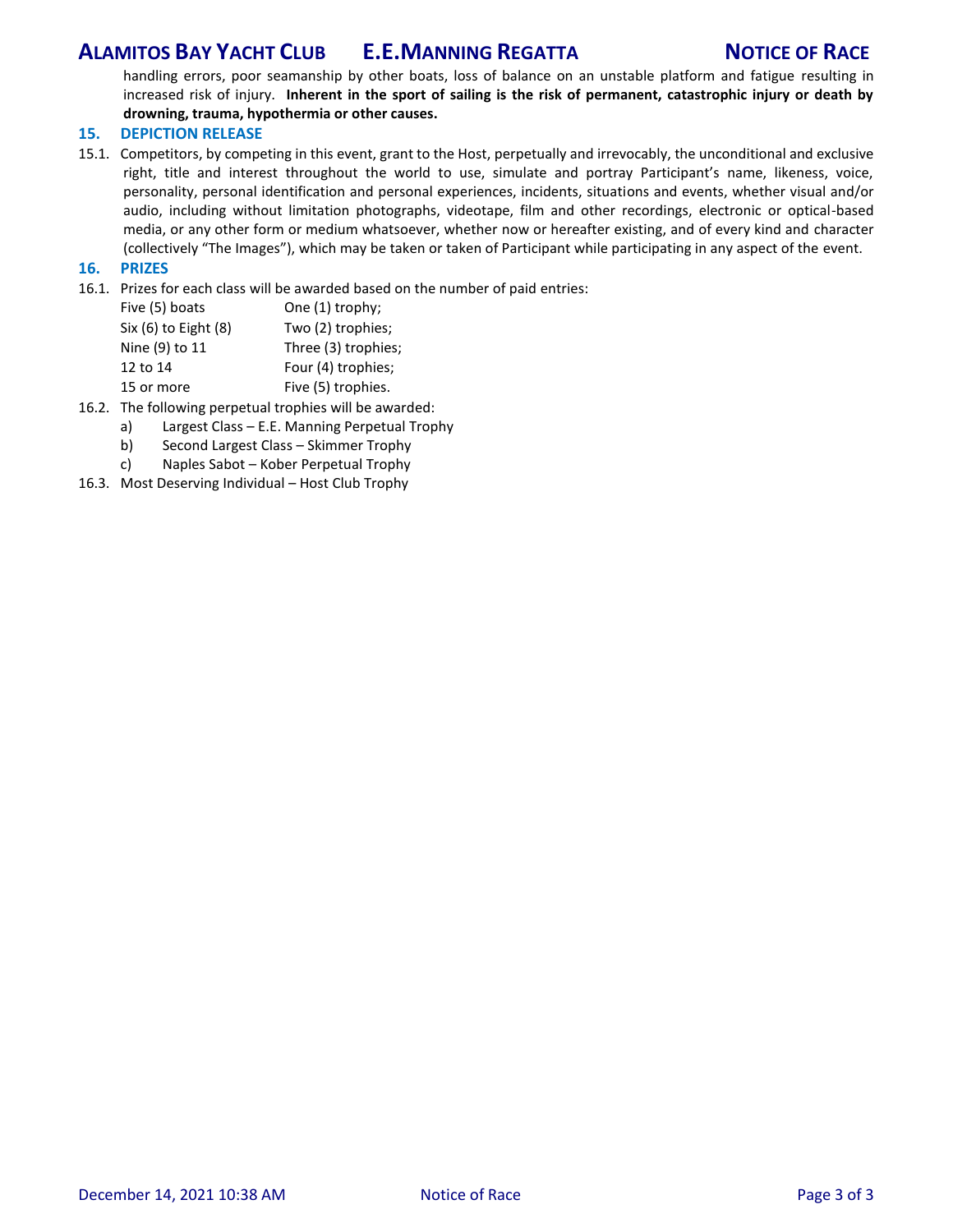handling errors, poor seamanship by other boats, loss of balance on an unstable platform and fatigue resulting in increased risk of injury. **Inherent in the sport of sailing is the risk of permanent, catastrophic injury or death by drowning, trauma, hypothermia or other causes.**

## 15. DEPICTION RELEASE

15.1. Competitors, by competing in this event, grant to the Host, perpetually and irrevocably, the unconditional and exclusive right, title and interest throughout the world to use, simulate and portray Participant's name, likeness, voice, personality, personal identification and personal experiences, incidents, situations and events, whether visual and/or audio, including without limitation photographs, videotape, film and other recordings, electronic or optical-based media, or any other form or medium whatsoever, whether now or hereafter existing, and of every kind and character (collectively "The Images"), which may be taken or taken of Participant while participating in any aspect of the event.

## 16. PRIZES

16.1. Prizes for each class will be awarded based on the number of paid entries:

| | |
|---|---|
| Five (5) boats | One (1) trophy; |
| Six (6) to Eight (8) | Two (2) trophies; |
| Nine (9) to 11 | Three (3) trophies; |
| 12 to 14 | Four (4) trophies; |
| 15 or more | Five (5) trophies. |

16.2. The following perpetual trophies will be awarded:

a) Largest Class – E.E. Manning Perpetual Trophy

b) Second Largest Class – Skimmer Trophy

c) Naples Sabot – Kober Perpetual Trophy

16.3. Most Deserving Individual – Host Club Trophy